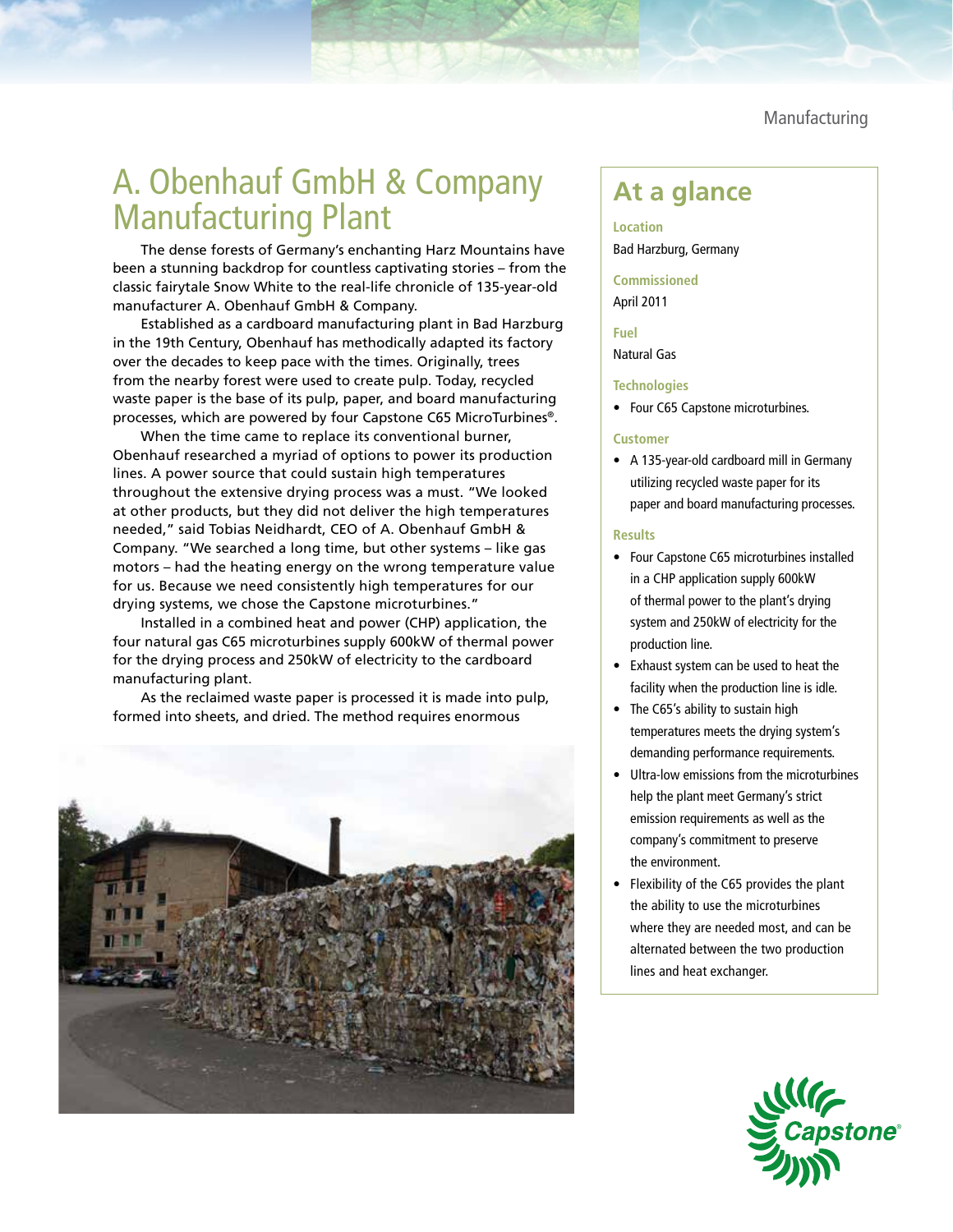Manufacturing

# A. Obenhauf GmbH & Company Manufacturing Plant

The dense forests of Germany's enchanting Harz Mountains have been a stunning backdrop for countless captivating stories – from the classic fairytale Snow White to the real-life chronicle of 135-year-old manufacturer A. Obenhauf GmbH & Company.

Established as a cardboard manufacturing plant in Bad Harzburg in the 19th Century, Obenhauf has methodically adapted its factory over the decades to keep pace with the times. Originally, trees from the nearby forest were used to create pulp. Today, recycled waste paper is the base of its pulp, paper, and board manufacturing processes, which are powered by four Capstone C65 MicroTurbines®.

When the time came to replace its conventional burner, Obenhauf researched a myriad of options to power its production lines. A power source that could sustain high temperatures throughout the extensive drying process was a must. "We looked at other products, but they did not deliver the high temperatures needed," said Tobias Neidhardt, CEO of A. Obenhauf GmbH & Company. "We searched a long time, but other systems – like gas motors – had the heating energy on the wrong temperature value for us. Because we need consistently high temperatures for our drying systems, we chose the Capstone microturbines."

Installed in a combined heat and power (CHP) application, the four natural gas C65 microturbines supply 600kW of thermal power for the drying process and 250kW of electricity to the cardboard manufacturing plant.

As the reclaimed waste paper is processed it is made into pulp, formed into sheets, and dried. The method requires enormous

## At a glance

**Location**
Bad Harzburg, Germany

**Commissioned**
April 2011

**Fuel**
Natural Gas

**Technologies**

- Four C65 Capstone microturbines.

**Customer**

- A 135-year-old cardboard mill in Germany utilizing recycled waste paper for its paper and board manufacturing processes.

**Results**

- Four Capstone C65 microturbines installed in a CHP application supply 600kW of thermal power to the plant's drying system and 250kW of electricity for the production line.
- Exhaust system can be used to heat the facility when the production line is idle.
- The C65's ability to sustain high temperatures meets the drying system's demanding performance requirements.
- Ultra-low emissions from the microturbines help the plant meet Germany's strict emission requirements as well as the company's commitment to preserve the environment.
- Flexibility of the C65 provides the plant the ability to use the microturbines where they are needed most, and can be alternated between the two production lines and heat exchanger.

Capstone®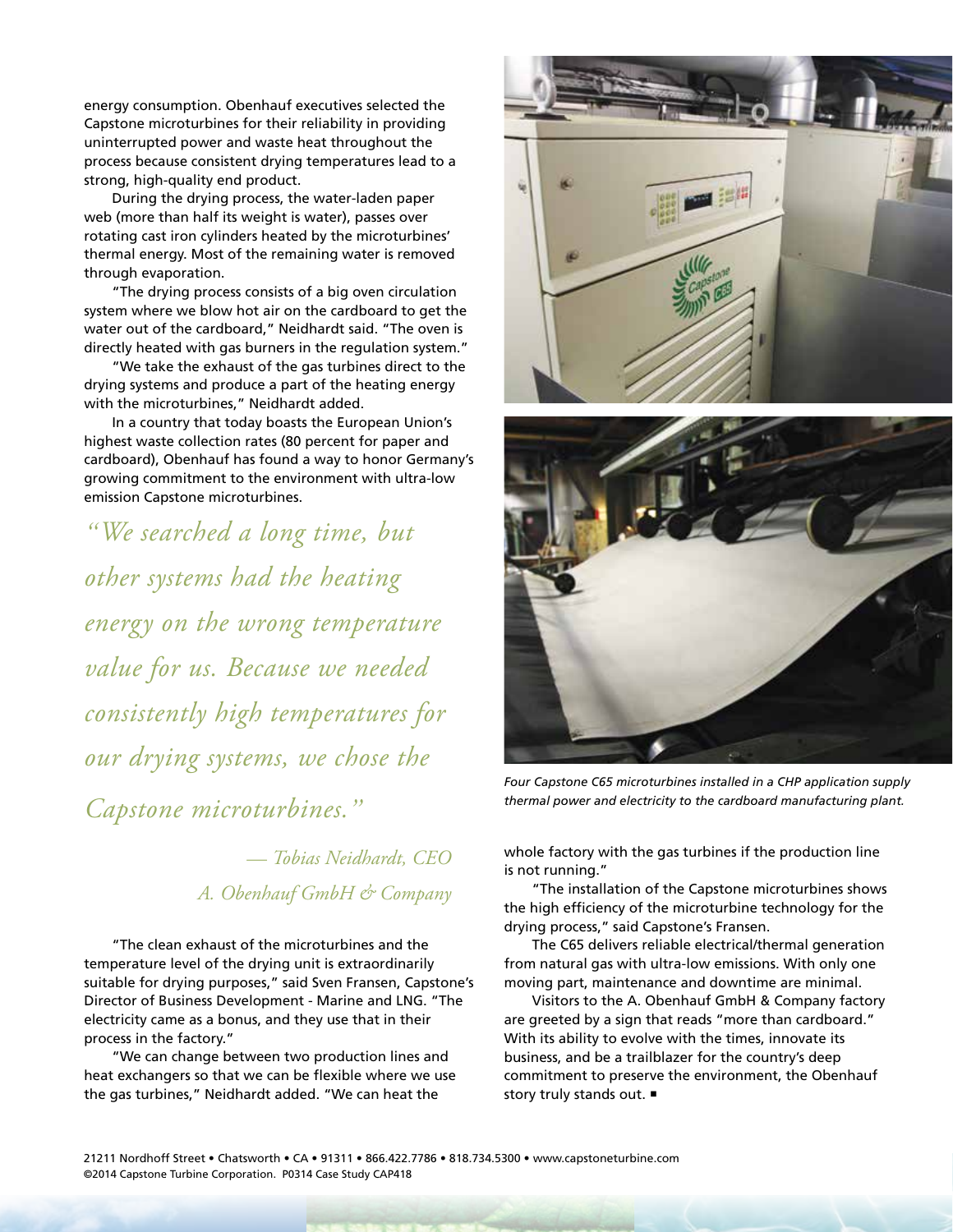energy consumption. Obenhauf executives selected the Capstone microturbines for their reliability in providing uninterrupted power and waste heat throughout the process because consistent drying temperatures lead to a strong, high-quality end product.

During the drying process, the water-laden paper web (more than half its weight is water), passes over rotating cast iron cylinders heated by the microturbines' thermal energy. Most of the remaining water is removed through evaporation.

"The drying process consists of a big oven circulation system where we blow hot air on the cardboard to get the water out of the cardboard," Neidhardt said. "The oven is directly heated with gas burners in the regulation system."

"We take the exhaust of the gas turbines direct to the drying systems and produce a part of the heating energy with the microturbines," Neidhardt added.

In a country that today boasts the European Union's highest waste collection rates (80 percent for paper and cardboard), Obenhauf has found a way to honor Germany's growing commitment to the environment with ultra-low emission Capstone microturbines.

*"We searched a long time, but other systems had the heating energy on the wrong temperature value for us. Because we needed consistently high temperatures for our drying systems, we chose the Capstone microturbines."*

*— Tobias Neidhardt, CEO*
*A. Obenhauf GmbH & Company*

"The clean exhaust of the microturbines and the temperature level of the drying unit is extraordinarily suitable for drying purposes," said Sven Fransen, Capstone's Director of Business Development - Marine and LNG. "The electricity came as a bonus, and they use that in their process in the factory."

"We can change between two production lines and heat exchangers so that we can be flexible where we use the gas turbines," Neidhardt added. "We can heat the whole factory with the gas turbines if the production line is not running."

*Four Capstone C65 microturbines installed in a CHP application supply thermal power and electricity to the cardboard manufacturing plant.*

"The installation of the Capstone microturbines shows the high efficiency of the microturbine technology for the drying process," said Capstone's Fransen.

The C65 delivers reliable electrical/thermal generation from natural gas with ultra-low emissions. With only one moving part, maintenance and downtime are minimal.

Visitors to the A. Obenhauf GmbH & Company factory are greeted by a sign that reads "more than cardboard." With its ability to evolve with the times, innovate its business, and be a trailblazer for the country's deep commitment to preserve the environment, the Obenhauf story truly stands out. ■

21211 Nordhoff Street • Chatsworth • CA • 91311 • 866.422.7786 • 818.734.5300 • www.capstoneturbine.com
©2014 Capstone Turbine Corporation. P0314 Case Study CAP418